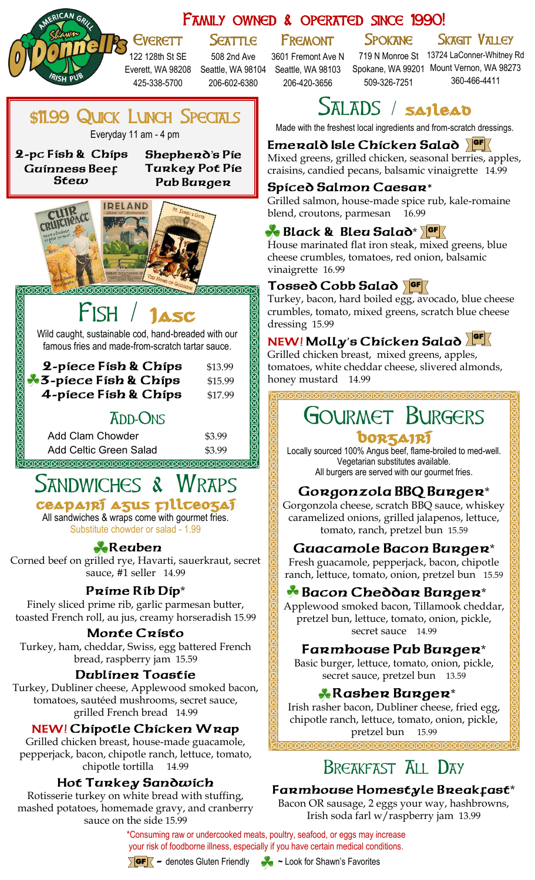# Shawn O'Donnell's American Grill & Irish Pub

## Family owned & operated since 1990!

| Everett | Seattle | Fremont | Spokane | Skagit Valley |
| --- | --- | --- | --- | --- |
| 122 128th St SE | 508 2nd Ave | 3601 Fremont Ave N | 719 N Monroe St | 13724 LaConner-Whitney Rd |
| Everett, WA 98208 | Seattle, WA 98104 | Seattle, WA 98103 | Spokane, WA 99201 | Mount Vernon, WA 98273 |
| 425-338-5700 | 206-602-6380 | 206-420-3656 | 509-326-7251 | 360-466-4411 |

## $11.99 Quick Lunch Specials

Everyday 11 am - 4 pm

- 2-pc Fish & Chips
- Guinness Beef Stew
- Shepherd's Pie
- Turkey Pot Pie
- Pub Burger

## Fish / Iasc

Wild caught, sustainable cod, hand-breaded with our famous fries and made-from-scratch tartar sauce.

| | |
| --- | --- |
| 2-piece Fish & Chips | $13.99 |
| ☘ 3-piece Fish & Chips | $15.99 |
| 4-piece Fish & Chips | $17.99 |

### Add-Ons

| | |
| --- | --- |
| Add Clam Chowder | $3.99 |
| Add Celtic Green Salad | $3.99 |

## Sandwiches & Wraps

### Ceapairí agus Fillteoga

All sandwiches & wraps come with gourmet fries.
Substitute chowder or salad - 1.99

**☘ Reuben**
Corned beef on grilled rye, Havarti, sauerkraut, secret sauce, #1 seller 14.99

**Prime Rib Dip***
Finely sliced prime rib, garlic parmesan butter, toasted French roll, au jus, creamy horseradish 15.99

**Monte Cristo**
Turkey, ham, cheddar, Swiss, egg battered French bread, raspberry jam 15.59

**Dubliner Toastie**
Turkey, Dubliner cheese, Applewood smoked bacon, tomatoes, sautéed mushrooms, secret sauce, grilled French bread 14.99

**NEW! Chipotle Chicken Wrap**
Grilled chicken breast, house-made guacamole, pepperjack, bacon, chipotle ranch, lettuce, tomato, chipotle tortilla 14.99

**Hot Turkey Sandwich**
Rotisserie turkey on white bread with stuffing, mashed potatoes, homemade gravy, and cranberry sauce on the side 15.99

## Salads / Sailead

Made with the freshest local ingredients and from-scratch dressings.

**Emerald Isle Chicken Salad** GF
Mixed greens, grilled chicken, seasonal berries, apples, craisins, candied pecans, balsamic vinaigrette 14.99

**Spiced Salmon Caesar***
Grilled salmon, house-made spice rub, kale-romaine blend, croutons, parmesan 16.99

**☘ Black & Bleu Salad*** GF
House marinated flat iron steak, mixed greens, blue cheese crumbles, tomatoes, red onion, balsamic vinaigrette 16.99

**Tossed Cobb Salad** GF
Turkey, bacon, hard boiled egg, avocado, blue cheese crumbles, tomato, mixed greens, scratch blue cheese dressing 15.99

**NEW! Molly's Chicken Salad** GF
Grilled chicken breast, mixed greens, apples, tomatoes, white cheddar cheese, slivered almonds, honey mustard 14.99

## Gourmet Burgers

### Borgairí

Locally sourced 100% Angus beef, flame-broiled to med-well.
Vegetarian substitutes available.
All burgers are served with our gourmet fries.

**Gorgonzola BBQ Burger***
Gorgonzola cheese, scratch BBQ sauce, whiskey caramelized onions, grilled jalapenos, lettuce, tomato, ranch, pretzel bun 15.59

**Guacamole Bacon Burger***
Fresh guacamole, pepperjack, bacon, chipotle ranch, lettuce, tomato, onion, pretzel bun 15.59

**☘ Bacon Cheddar Burger***
Applewood smoked bacon, Tillamook cheddar, pretzel bun, lettuce, tomato, onion, pickle, secret sauce 14.99

**Farmhouse Pub Burger***
Basic burger, lettuce, tomato, onion, pickle, secret sauce, pretzel bun 13.59

**☘ Rasher Burger***
Irish rasher bacon, Dubliner cheese, fried egg, chipotle ranch, lettuce, tomato, onion, pickle, pretzel bun 15.99

## Breakfast All Day

**Farmhouse Homestyle Breakfast***
Bacon OR sausage, 2 eggs your way, hashbrowns, Irish soda farl w/raspberry jam 13.99

*Consuming raw or undercooked meats, poultry, seafood, or eggs may increase your risk of foodborne illness, especially if you have certain medical conditions.

GF ~ denotes Gluten Friendly ☘ ~ Look for Shawn's Favorites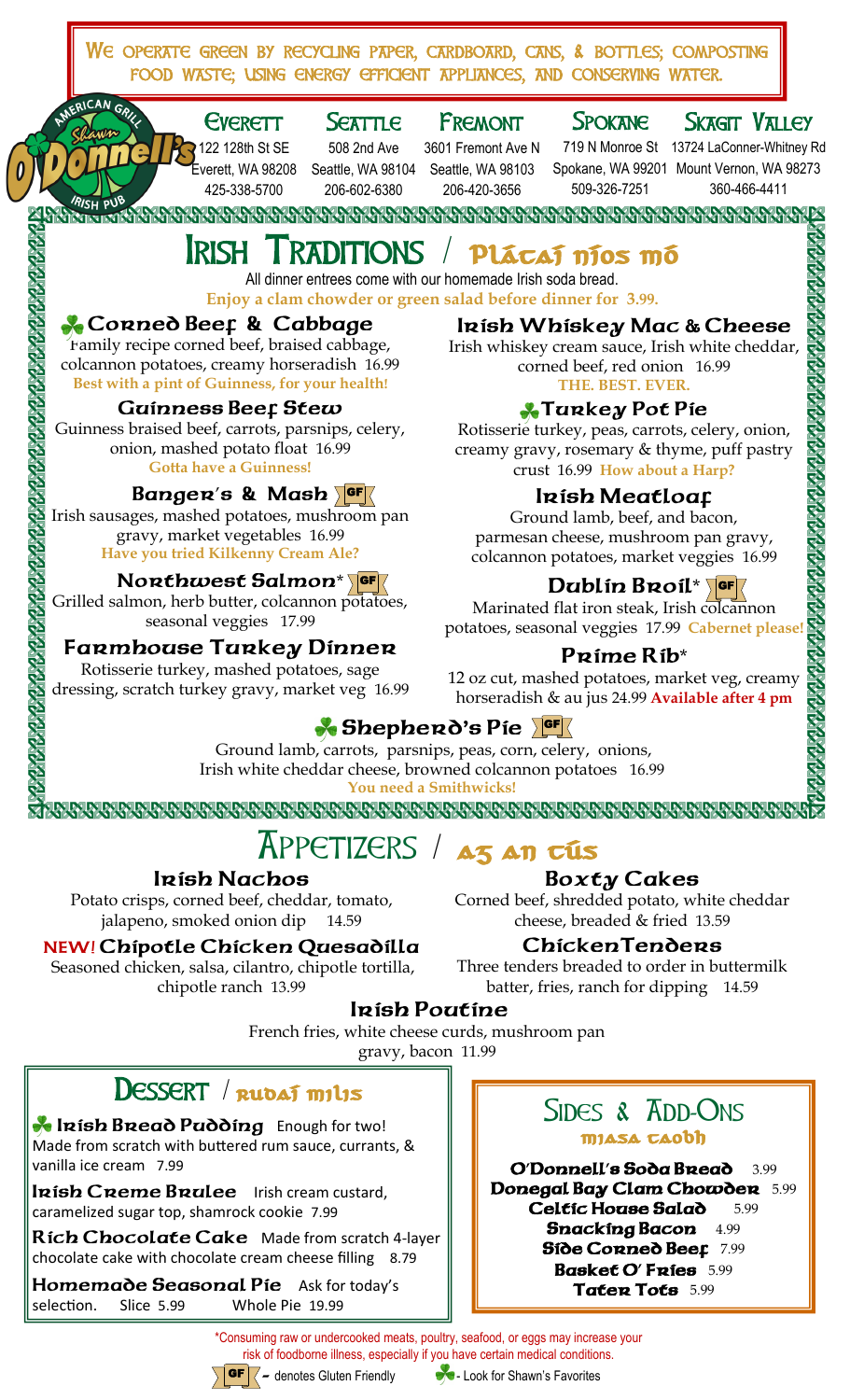We operate green by recycling paper, cardboard, cans, & bottles; composting food waste; using energy efficient appliances, and conserving water.

O'Donnell's American Grill Irish Pub

| Everett | Seattle | Fremont | Spokane | Skagit Valley |
|---|---|---|---|---|
| 122 128th St SE | 508 2nd Ave | 3601 Fremont Ave N | 719 N Monroe St | 13724 LaConner-Whitney Rd |
| Everett, WA 98208 | Seattle, WA 98104 | Seattle, WA 98103 | Spokane, WA 99201 | Mount Vernon, WA 98273 |
| 425-338-5700 | 206-602-6380 | 206-420-3656 | 509-326-7251 | 360-466-4411 |

# Irish Traditions / Pláταí nios mó

All dinner entrees come with our homemade Irish soda bread.

**Enjoy a clam chowder or green salad before dinner for 3.99.**

### ☘ Corned Beef & Cabbage
Family recipe corned beef, braised cabbage, colcannon potatoes, creamy horseradish 16.99
**Best with a pint of Guinness, for your health!**

### Guinness Beef Stew
Guinness braised beef, carrots, parsnips, celery, onion, mashed potato float 16.99
**Gotta have a Guinness!**

### Banger's & Mash (GF)
Irish sausages, mashed potatoes, mushroom pan gravy, market vegetables 16.99
**Have you tried Kilkenny Cream Ale?**

### Northwest Salmon* (GF)
Grilled salmon, herb butter, colcannon potatoes, seasonal veggies 17.99

### Farmhouse Turkey Dinner
Rotisserie turkey, mashed potatoes, sage dressing, scratch turkey gravy, market veg 16.99

### Irish Whiskey Mac & Cheese
Irish whiskey cream sauce, Irish white cheddar, corned beef, red onion 16.99
**THE. BEST. EVER.**

### ☘ Turkey Pot Pie
Rotisserie turkey, peas, carrots, celery, onion, creamy gravy, rosemary & thyme, puff pastry crust 16.99 **How about a Harp?**

### Irish Meatloaf
Ground lamb, beef, and bacon, parmesan cheese, mushroom pan gravy, colcannon potatoes, market veggies 16.99

### Dublin Broil* (GF)
Marinated flat iron steak, Irish colcannon potatoes, seasonal veggies 17.99 **Cabernet please!**

### Prime Rib*
12 oz cut, mashed potatoes, market veg, creamy horseradish & au jus 24.99 **Available after 4 pm**

### ☘ Shepherd's Pie (GF)
Ground lamb, carrots, parsnips, peas, corn, celery, onions, Irish white cheddar cheese, browned colcannon potatoes 16.99
**You need a Smithwicks!**

# Appetizers / Ag an tús

### Irish Nachos
Potato crisps, corned beef, cheddar, tomato, jalapeno, smoked onion dip 14.59

### NEW! Chipotle Chicken Quesadilla
Seasoned chicken, salsa, cilantro, chipotle tortilla, chipotle ranch 13.99

### Boxty Cakes
Corned beef, shredded potato, white cheddar cheese, breaded & fried 13.59

### ChickenTenders
Three tenders breaded to order in buttermilk batter, fries, ranch for dipping 14.59

### Irish Poutine
French fries, white cheese curds, mushroom pan gravy, bacon 11.99

# Dessert / Rudaí milis

**☘ Irish Bread Pudding** Enough for two! Made from scratch with buttered rum sauce, currants, & vanilla ice cream 7.99

**Irish Creme Brulee** Irish cream custard, caramelized sugar top, shamrock cookie 7.99

**Rich Chocolate Cake** Made from scratch 4-layer chocolate cake with chocolate cream cheese filling 8.79

**Homemade Seasonal Pie** Ask for today's selection. Slice 5.99 Whole Pie 19.99

# Sides & Add-Ons
Miasa taobh

**O'Donnell's Soda Bread** 3.99
**Donegal Bay Clam Chowder** 5.99
**Celtic House Salad** 5.99
**Snacking Bacon** 4.99
**Side Corned Beef** 7.99
**Basket O' Fries** 5.99
**Tater Tots** 5.99

*Consuming raw or undercooked meats, poultry, seafood, or eggs may increase your risk of foodborne illness, especially if you have certain medical conditions.

(GF) – denotes Gluten Friendly ☘ - Look for Shawn's Favorites